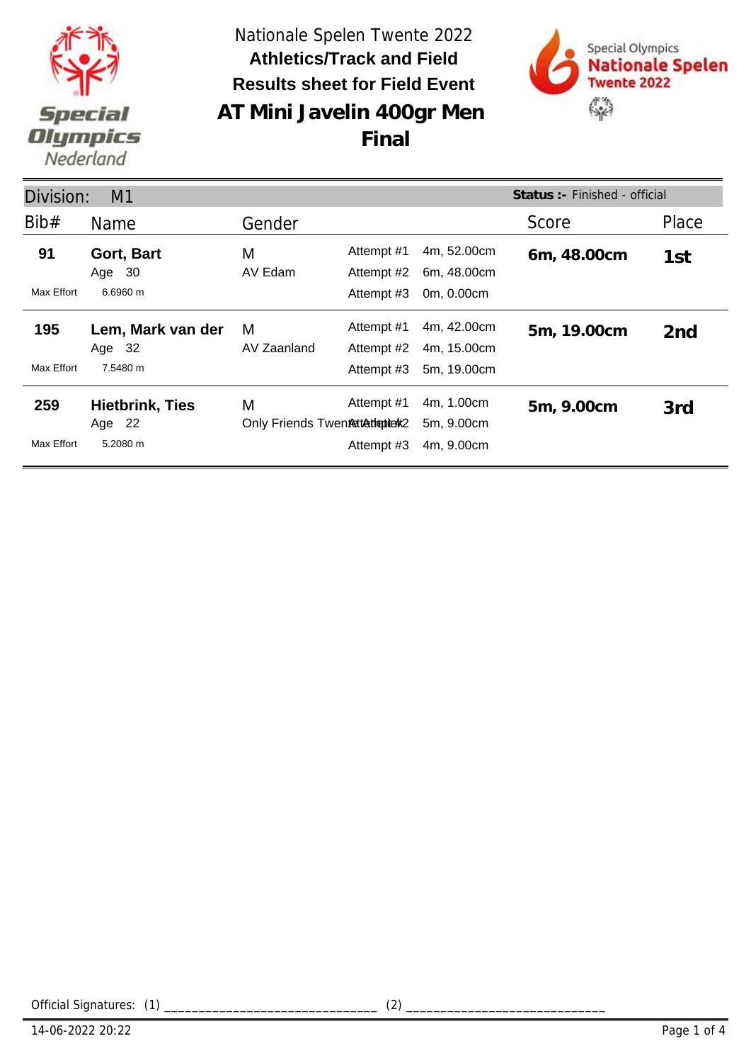Nationale Spelen Twente 2022

**Athletics/Track and Field**

**Results sheet for Field Event**

# AT Mini Javelin 400gr Men

## Final

Division: M1 — **Status :-** Finished - official

| Bib# | Name | Gender | Attempt | Distance | Score | Place |
|---|---|---|---|---|---|---|
| **91** | **Gort, Bart** | M | Attempt #1 | 4m, 52.00cm | **6m, 48.00cm** | **1st** |
| | Age 30 | AV Edam | Attempt #2 | 6m, 48.00cm | | |
| Max Effort | 6.6960 m | | Attempt #3 | 0m, 0.00cm | | |
| **195** | **Lem, Mark van der** | M | Attempt #1 | 4m, 42.00cm | **5m, 19.00cm** | **2nd** |
| | Age 32 | AV Zaanland | Attempt #2 | 4m, 15.00cm | | |
| Max Effort | 7.5480 m | | Attempt #3 | 5m, 19.00cm | | |
| **259** | **Hietbrink, Ties** | M | Attempt #1 | 4m, 1.00cm | **5m, 9.00cm** | **3rd** |
| | Age 22 | Only Friends Twente Atletiek | Attempt #2 | 5m, 9.00cm | | |
| Max Effort | 5.2080 m | | Attempt #3 | 4m, 9.00cm | | |

Official Signatures: (1) ______________________________ (2) ____________________________

14-06-2022 20:22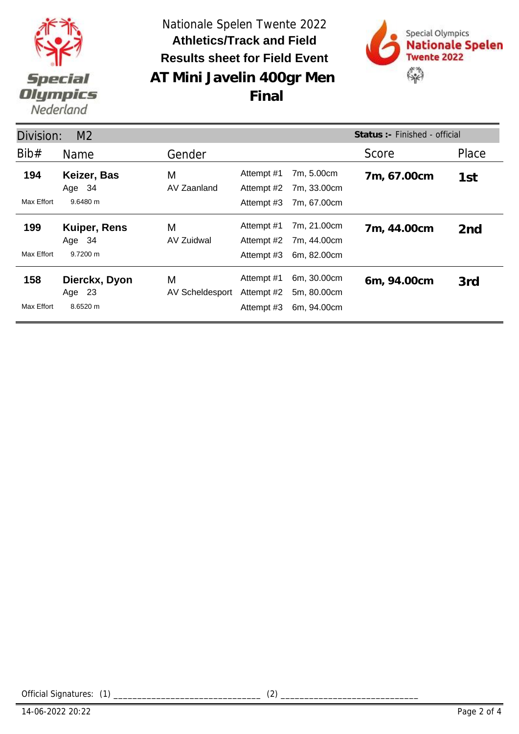Nationale Spelen Twente 2022

**Athletics/Track and Field**

**Results sheet for Field Event**

# AT Mini Javelin 400gr Men

## Final

Division: M2 — **Status :-** Finished - official

| Bib# | Name | Gender | Attempt | Result | Score | Place |
|---|---|---|---|---|---|---|
| **194** | **Keizer, Bas** | M | Attempt #1 | 7m, 5.00cm | **7m, 67.00cm** | **1st** |
| | Age 34 | AV Zaanland | Attempt #2 | 7m, 33.00cm | | |
| Max Effort | 9.6480 m | | Attempt #3 | 7m, 67.00cm | | |
| **199** | **Kuiper, Rens** | M | Attempt #1 | 7m, 21.00cm | **7m, 44.00cm** | **2nd** |
| | Age 34 | AV Zuidwal | Attempt #2 | 7m, 44.00cm | | |
| Max Effort | 9.7200 m | | Attempt #3 | 6m, 82.00cm | | |
| **158** | **Dierckx, Dyon** | M | Attempt #1 | 6m, 30.00cm | **6m, 94.00cm** | **3rd** |
| | Age 23 | AV Scheldesport | Attempt #2 | 5m, 80.00cm | | |
| Max Effort | 8.6520 m | | Attempt #3 | 6m, 94.00cm | | |

Official Signatures: (1) ______________________________ (2) ____________________________

14-06-2022 20:22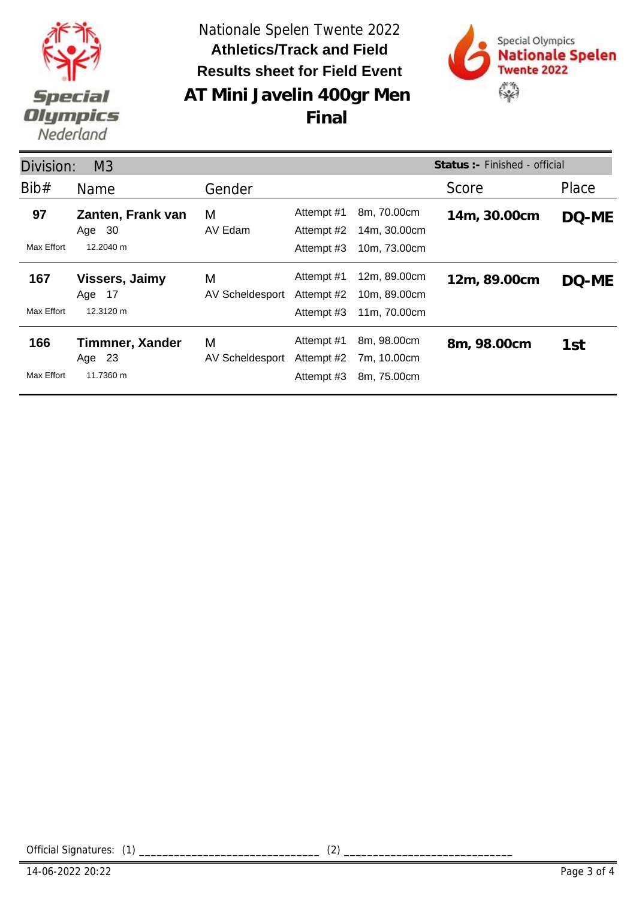Nationale Spelen Twente 2022

**Athletics/Track and Field**

**Results sheet for Field Event**

# AT Mini Javelin 400gr Men

## Final

Division: M3 — **Status :-** Finished - official

| Bib# | Name | Gender | Attempt | Distance | Score | Place |
|---|---|---|---|---|---|---|
| **97** | **Zanten, Frank van** | M | Attempt #1 | 8m, 70.00cm | **14m, 30.00cm** | **DQ-ME** |
| | Age 30 | AV Edam | Attempt #2 | 14m, 30.00cm | | |
| Max Effort | 12.2040 m | | Attempt #3 | 10m, 73.00cm | | |
| **167** | **Vissers, Jaimy** | M | Attempt #1 | 12m, 89.00cm | **12m, 89.00cm** | **DQ-ME** |
| | Age 17 | AV Scheldesport | Attempt #2 | 10m, 89.00cm | | |
| Max Effort | 12.3120 m | | Attempt #3 | 11m, 70.00cm | | |
| **166** | **Timmner, Xander** | M | Attempt #1 | 8m, 98.00cm | **8m, 98.00cm** | **1st** |
| | Age 23 | AV Scheldesport | Attempt #2 | 7m, 10.00cm | | |
| Max Effort | 11.7360 m | | Attempt #3 | 8m, 75.00cm | | |

Official Signatures: (1) ______________________________ (2) ____________________________

14-06-2022 20:22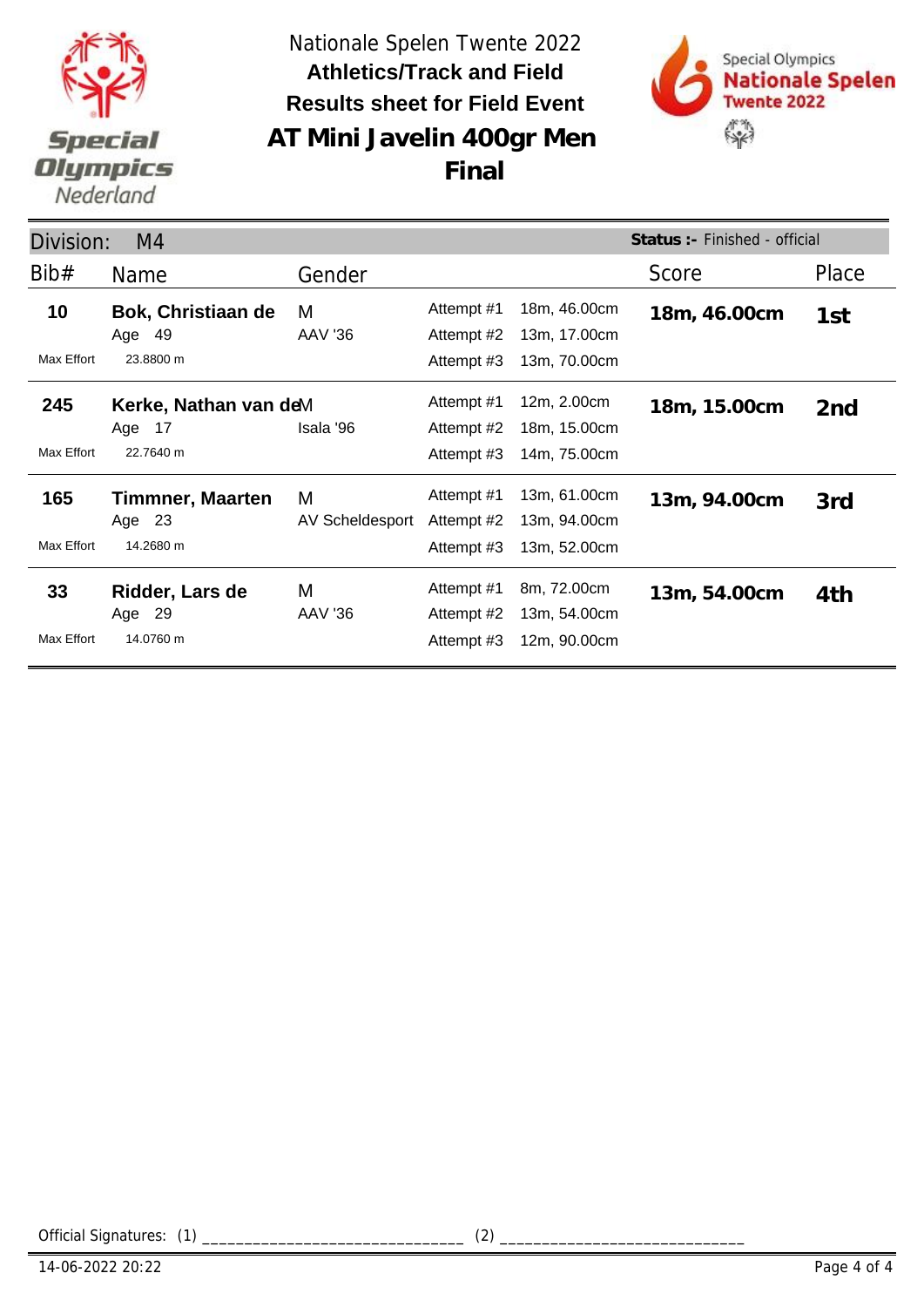Nationale Spelen Twente 2022

**Athletics/Track and Field**

**Results sheet for Field Event**

# AT Mini Javelin 400gr Men

## Final

Division: M4 — **Status :-** Finished - official

| Bib# | Name | Gender | | | Score | Place |
|---|---|---|---|---|---|---|
| **10** | **Bok, Christiaan de** | M | Attempt #1 | 18m, 46.00cm | **18m, 46.00cm** | **1st** |
| | Age 49 | AAV '36 | Attempt #2 | 13m, 17.00cm | | |
| Max Effort | 23.8800 m | | Attempt #3 | 13m, 70.00cm | | |
| **245** | **Kerke, Nathan van de** | M | Attempt #1 | 12m, 2.00cm | **18m, 15.00cm** | **2nd** |
| | Age 17 | Isala '96 | Attempt #2 | 18m, 15.00cm | | |
| Max Effort | 22.7640 m | | Attempt #3 | 14m, 75.00cm | | |
| **165** | **Timmner, Maarten** | M | Attempt #1 | 13m, 61.00cm | **13m, 94.00cm** | **3rd** |
| | Age 23 | AV Scheldesport | Attempt #2 | 13m, 94.00cm | | |
| Max Effort | 14.2680 m | | Attempt #3 | 13m, 52.00cm | | |
| **33** | **Ridder, Lars de** | M | Attempt #1 | 8m, 72.00cm | **13m, 54.00cm** | **4th** |
| | Age 29 | AAV '36 | Attempt #2 | 13m, 54.00cm | | |
| Max Effort | 14.0760 m | | Attempt #3 | 12m, 90.00cm | | |

Official Signatures: (1) ______________________________ (2) ____________________________

14-06-2022 20:22